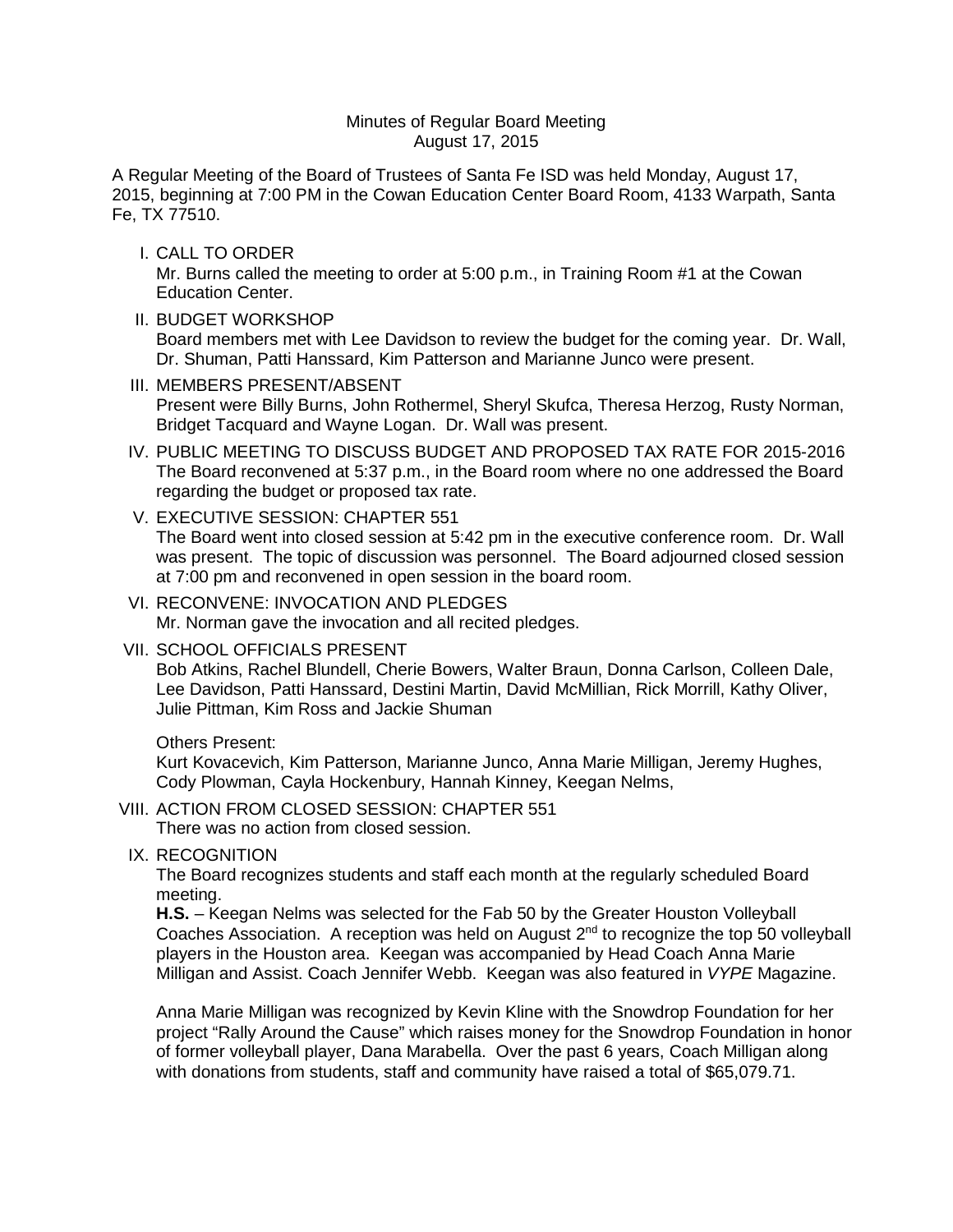# Minutes of Regular Board Meeting
## August 17, 2015

A Regular Meeting of the Board of Trustees of Santa Fe ISD was held Monday, August 17, 2015, beginning at 7:00 PM in the Cowan Education Center Board Room, 4133 Warpath, Santa Fe, TX 77510.

I. CALL TO ORDER
Mr. Burns called the meeting to order at 5:00 p.m., in Training Room #1 at the Cowan Education Center.

II. BUDGET WORKSHOP
Board members met with Lee Davidson to review the budget for the coming year. Dr. Wall, Dr. Shuman, Patti Hanssard, Kim Patterson and Marianne Junco were present.

III. MEMBERS PRESENT/ABSENT
Present were Billy Burns, John Rothermel, Sheryl Skufca, Theresa Herzog, Rusty Norman, Bridget Tacquard and Wayne Logan. Dr. Wall was present.

IV. PUBLIC MEETING TO DISCUSS BUDGET AND PROPOSED TAX RATE FOR 2015-2016
The Board reconvened at 5:37 p.m., in the Board room where no one addressed the Board regarding the budget or proposed tax rate.

V. EXECUTIVE SESSION: CHAPTER 551
The Board went into closed session at 5:42 pm in the executive conference room. Dr. Wall was present. The topic of discussion was personnel. The Board adjourned closed session at 7:00 pm and reconvened in open session in the board room.

VI. RECONVENE: INVOCATION AND PLEDGES
Mr. Norman gave the invocation and all recited pledges.

VII. SCHOOL OFFICIALS PRESENT
Bob Atkins, Rachel Blundell, Cherie Bowers, Walter Braun, Donna Carlson, Colleen Dale, Lee Davidson, Patti Hanssard, Destini Martin, David McMillian, Rick Morrill, Kathy Oliver, Julie Pittman, Kim Ross and Jackie Shuman

Others Present:
Kurt Kovacevich, Kim Patterson, Marianne Junco, Anna Marie Milligan, Jeremy Hughes, Cody Plowman, Cayla Hockenbury, Hannah Kinney, Keegan Nelms,

VIII. ACTION FROM CLOSED SESSION: CHAPTER 551
There was no action from closed session.

IX. RECOGNITION
The Board recognizes students and staff each month at the regularly scheduled Board meeting.
**H.S.** – Keegan Nelms was selected for the Fab 50 by the Greater Houston Volleyball Coaches Association. A reception was held on August 2nd to recognize the top 50 volleyball players in the Houston area. Keegan was accompanied by Head Coach Anna Marie Milligan and Assist. Coach Jennifer Webb. Keegan was also featured in *VYPE* Magazine.

Anna Marie Milligan was recognized by Kevin Kline with the Snowdrop Foundation for her project "Rally Around the Cause" which raises money for the Snowdrop Foundation in honor of former volleyball player, Dana Marabella. Over the past 6 years, Coach Milligan along with donations from students, staff and community have raised a total of $65,079.71.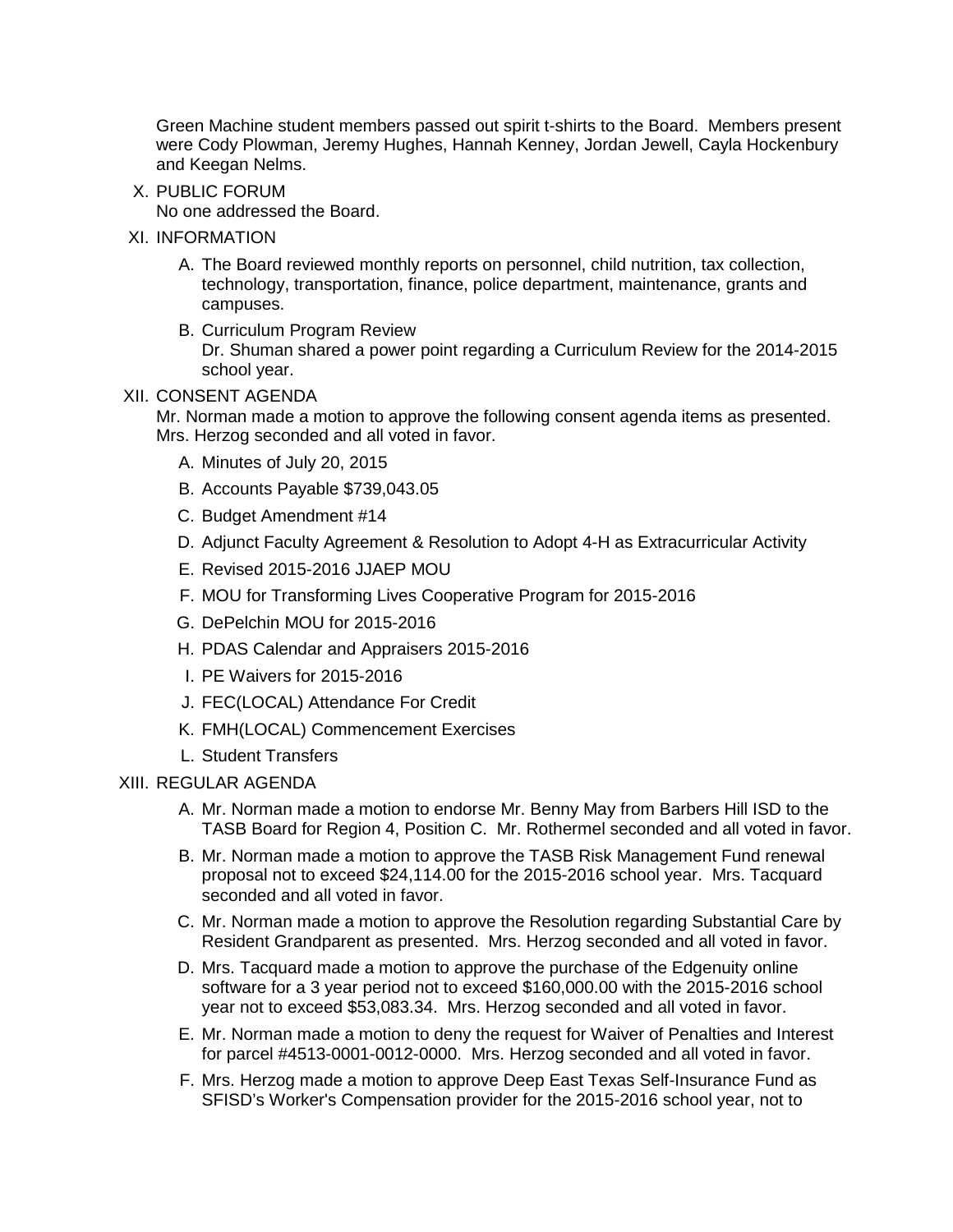Green Machine student members passed out spirit t-shirts to the Board. Members present were Cody Plowman, Jeremy Hughes, Hannah Kenney, Jordan Jewell, Cayla Hockenbury and Keegan Nelms.

X. PUBLIC FORUM
No one addressed the Board.

XI. INFORMATION

A. The Board reviewed monthly reports on personnel, child nutrition, tax collection, technology, transportation, finance, police department, maintenance, grants and campuses.

B. Curriculum Program Review
Dr. Shuman shared a power point regarding a Curriculum Review for the 2014-2015 school year.

XII. CONSENT AGENDA
Mr. Norman made a motion to approve the following consent agenda items as presented. Mrs. Herzog seconded and all voted in favor.

A. Minutes of July 20, 2015
B. Accounts Payable $739,043.05
C. Budget Amendment #14
D. Adjunct Faculty Agreement & Resolution to Adopt 4-H as Extracurricular Activity
E. Revised 2015-2016 JJAEP MOU
F. MOU for Transforming Lives Cooperative Program for 2015-2016
G. DePelchin MOU for 2015-2016
H. PDAS Calendar and Appraisers 2015-2016
I. PE Waivers for 2015-2016
J. FEC(LOCAL) Attendance For Credit
K. FMH(LOCAL) Commencement Exercises
L. Student Transfers

XIII. REGULAR AGENDA

A. Mr. Norman made a motion to endorse Mr. Benny May from Barbers Hill ISD to the TASB Board for Region 4, Position C. Mr. Rothermel seconded and all voted in favor.

B. Mr. Norman made a motion to approve the TASB Risk Management Fund renewal proposal not to exceed $24,114.00 for the 2015-2016 school year. Mrs. Tacquard seconded and all voted in favor.

C. Mr. Norman made a motion to approve the Resolution regarding Substantial Care by Resident Grandparent as presented. Mrs. Herzog seconded and all voted in favor.

D. Mrs. Tacquard made a motion to approve the purchase of the Edgenuity online software for a 3 year period not to exceed $160,000.00 with the 2015-2016 school year not to exceed $53,083.34. Mrs. Herzog seconded and all voted in favor.

E. Mr. Norman made a motion to deny the request for Waiver of Penalties and Interest for parcel #4513-0001-0012-0000. Mrs. Herzog seconded and all voted in favor.

F. Mrs. Herzog made a motion to approve Deep East Texas Self-Insurance Fund as SFISD's Worker's Compensation provider for the 2015-2016 school year, not to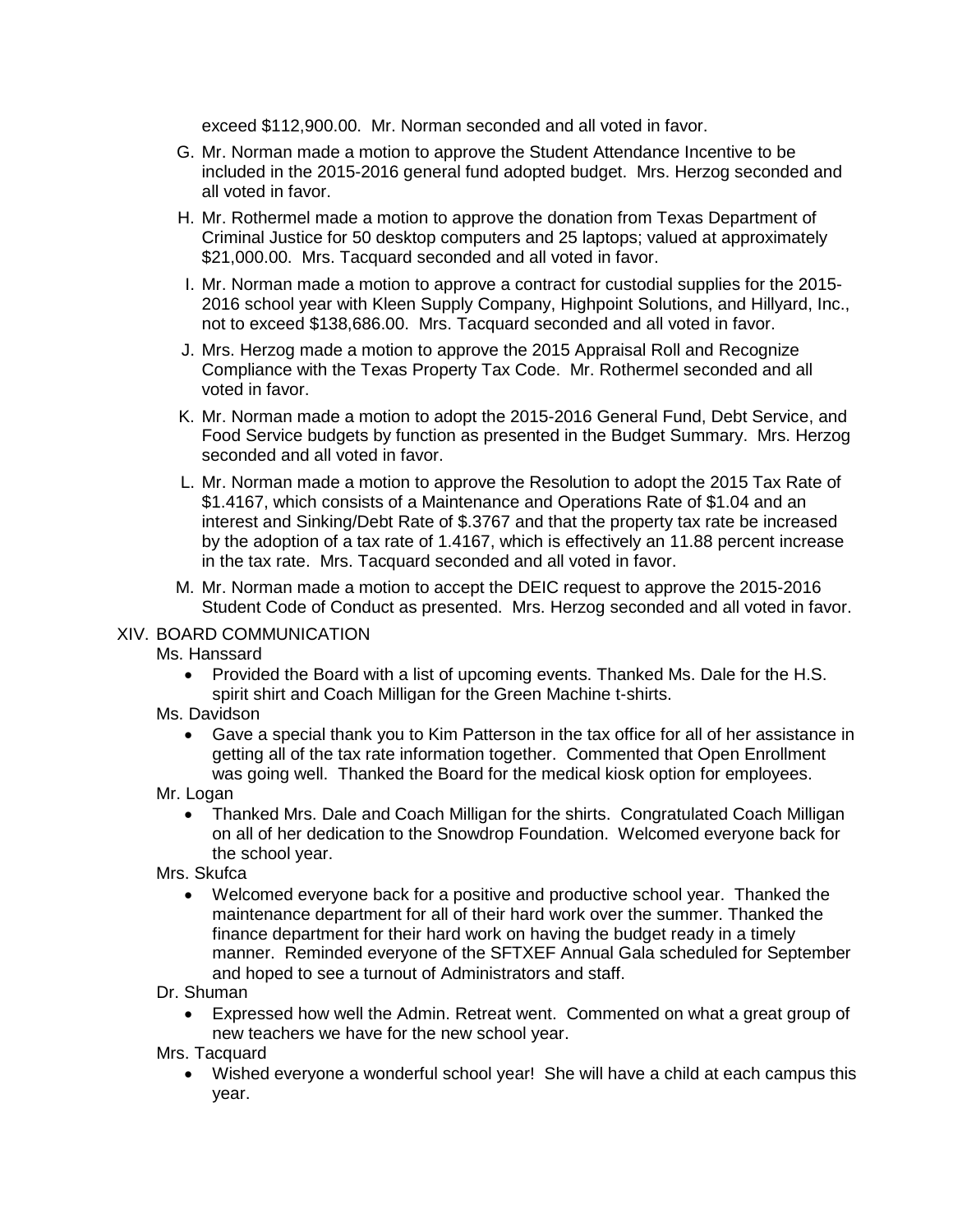exceed $112,900.00. Mr. Norman seconded and all voted in favor.

G. Mr. Norman made a motion to approve the Student Attendance Incentive to be included in the 2015-2016 general fund adopted budget. Mrs. Herzog seconded and all voted in favor.

H. Mr. Rothermel made a motion to approve the donation from Texas Department of Criminal Justice for 50 desktop computers and 25 laptops; valued at approximately $21,000.00. Mrs. Tacquard seconded and all voted in favor.

I. Mr. Norman made a motion to approve a contract for custodial supplies for the 2015-2016 school year with Kleen Supply Company, Highpoint Solutions, and Hillyard, Inc., not to exceed $138,686.00. Mrs. Tacquard seconded and all voted in favor.

J. Mrs. Herzog made a motion to approve the 2015 Appraisal Roll and Recognize Compliance with the Texas Property Tax Code. Mr. Rothermel seconded and all voted in favor.

K. Mr. Norman made a motion to adopt the 2015-2016 General Fund, Debt Service, and Food Service budgets by function as presented in the Budget Summary. Mrs. Herzog seconded and all voted in favor.

L. Mr. Norman made a motion to approve the Resolution to adopt the 2015 Tax Rate of $1.4167, which consists of a Maintenance and Operations Rate of $1.04 and an interest and Sinking/Debt Rate of $.3767 and that the property tax rate be increased by the adoption of a tax rate of 1.4167, which is effectively an 11.88 percent increase in the tax rate. Mrs. Tacquard seconded and all voted in favor.

M. Mr. Norman made a motion to accept the DEIC request to approve the 2015-2016 Student Code of Conduct as presented. Mrs. Herzog seconded and all voted in favor.

XIV. BOARD COMMUNICATION

Ms. Hanssard

- Provided the Board with a list of upcoming events. Thanked Ms. Dale for the H.S. spirit shirt and Coach Milligan for the Green Machine t-shirts.

Ms. Davidson

- Gave a special thank you to Kim Patterson in the tax office for all of her assistance in getting all of the tax rate information together. Commented that Open Enrollment was going well. Thanked the Board for the medical kiosk option for employees.

Mr. Logan

- Thanked Mrs. Dale and Coach Milligan for the shirts. Congratulated Coach Milligan on all of her dedication to the Snowdrop Foundation. Welcomed everyone back for the school year.

Mrs. Skufca

- Welcomed everyone back for a positive and productive school year. Thanked the maintenance department for all of their hard work over the summer. Thanked the finance department for their hard work on having the budget ready in a timely manner. Reminded everyone of the SFTXEF Annual Gala scheduled for September and hoped to see a turnout of Administrators and staff.

Dr. Shuman

- Expressed how well the Admin. Retreat went. Commented on what a great group of new teachers we have for the new school year.

Mrs. Tacquard

- Wished everyone a wonderful school year! She will have a child at each campus this year.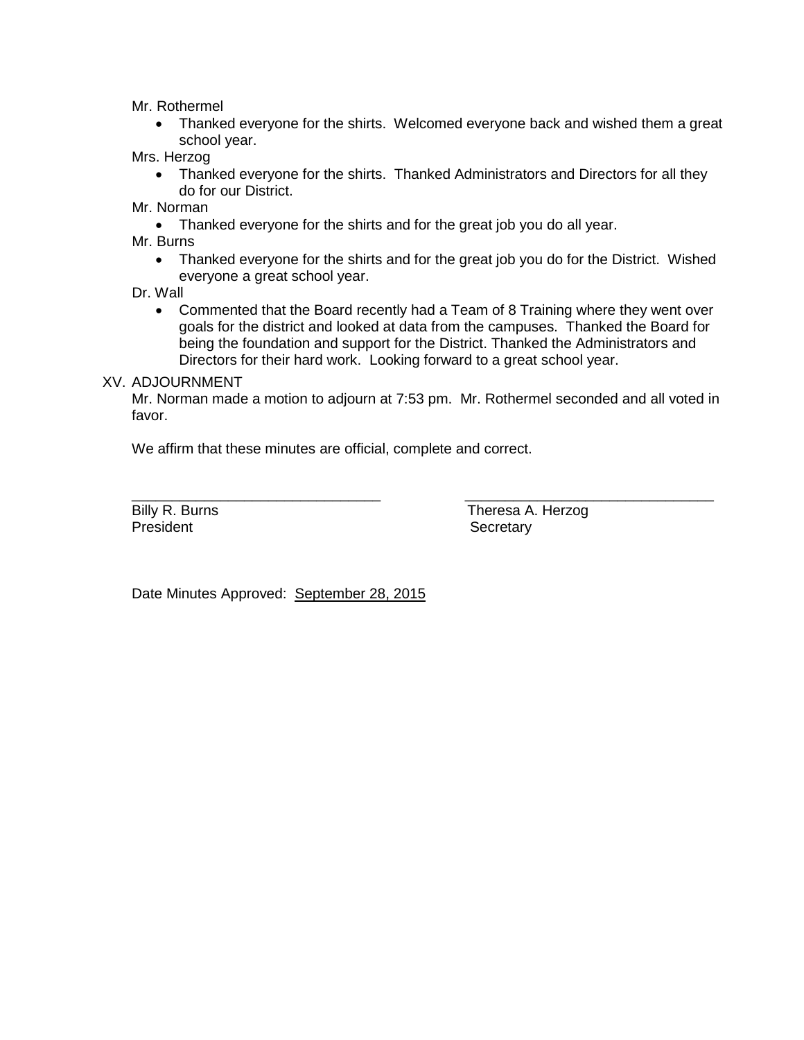Mr. Rothermel

- Thanked everyone for the shirts. Welcomed everyone back and wished them a great school year.

Mrs. Herzog

- Thanked everyone for the shirts. Thanked Administrators and Directors for all they do for our District.

Mr. Norman

- Thanked everyone for the shirts and for the great job you do all year.

Mr. Burns

- Thanked everyone for the shirts and for the great job you do for the District. Wished everyone a great school year.

Dr. Wall

- Commented that the Board recently had a Team of 8 Training where they went over goals for the district and looked at data from the campuses. Thanked the Board for being the foundation and support for the District. Thanked the Administrators and Directors for their hard work. Looking forward to a great school year.

XV. ADJOURNMENT

Mr. Norman made a motion to adjourn at 7:53 pm. Mr. Rothermel seconded and all voted in favor.

We affirm that these minutes are official, complete and correct.

| | |
|---|---|
| _______________________________ | _______________________________ |
| Billy R. Burns | Theresa A. Herzog |
| President | Secretary |

Date Minutes Approved: September 28, 2015